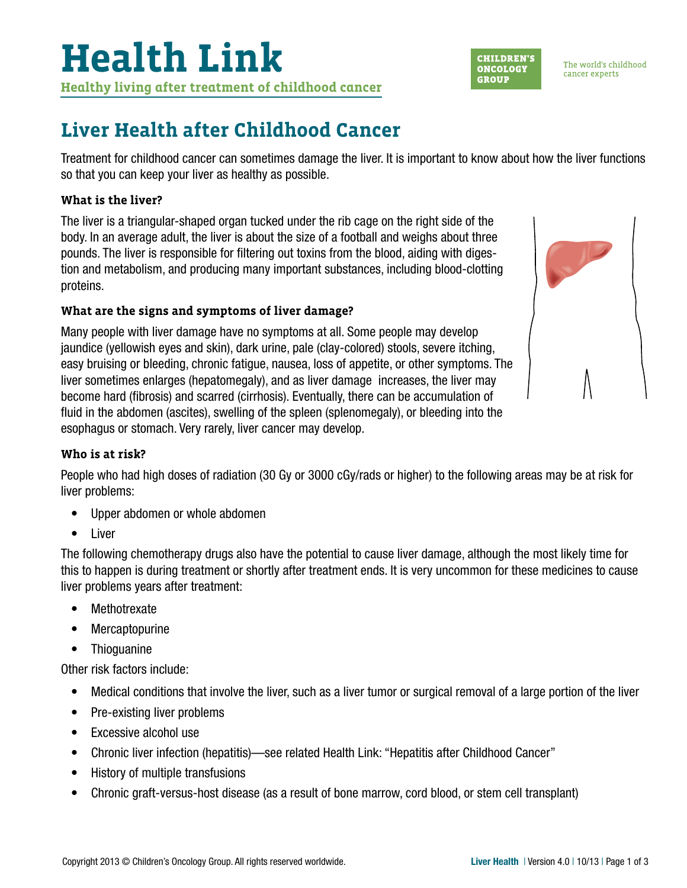# Health Link

**Healthy living after treatment of childhood cancer**

CHILDREN'S ONCOLOGY GROUP

The world's childhood cancer experts

## Liver Health after Childhood Cancer

Treatment for childhood cancer can sometimes damage the liver. It is important to know about how the liver functions so that you can keep your liver as healthy as possible.

### What is the liver?

The liver is a triangular-shaped organ tucked under the rib cage on the right side of the body. In an average adult, the liver is about the size of a football and weighs about three pounds. The liver is responsible for filtering out toxins from the blood, aiding with digestion and metabolism, and producing many important substances, including blood-clotting proteins.

### What are the signs and symptoms of liver damage?

Many people with liver damage have no symptoms at all. Some people may develop jaundice (yellowish eyes and skin), dark urine, pale (clay-colored) stools, severe itching, easy bruising or bleeding, chronic fatigue, nausea, loss of appetite, or other symptoms. The liver sometimes enlarges (hepatomegaly), and as liver damage increases, the liver may become hard (fibrosis) and scarred (cirrhosis). Eventually, there can be accumulation of fluid in the abdomen (ascites), swelling of the spleen (splenomegaly), or bleeding into the esophagus or stomach. Very rarely, liver cancer may develop.

### Who is at risk?

People who had high doses of radiation (30 Gy or 3000 cGy/rads or higher) to the following areas may be at risk for liver problems:

- Upper abdomen or whole abdomen
- Liver

The following chemotherapy drugs also have the potential to cause liver damage, although the most likely time for this to happen is during treatment or shortly after treatment ends. It is very uncommon for these medicines to cause liver problems years after treatment:

- Methotrexate
- Mercaptopurine
- Thioguanine

Other risk factors include:

- Medical conditions that involve the liver, such as a liver tumor or surgical removal of a large portion of the liver
- Pre-existing liver problems
- Excessive alcohol use
- Chronic liver infection (hepatitis)—see related Health Link: "Hepatitis after Childhood Cancer"
- History of multiple transfusions
- Chronic graft-versus-host disease (as a result of bone marrow, cord blood, or stem cell transplant)

Copyright 2013 © Children's Oncology Group. All rights reserved worldwide.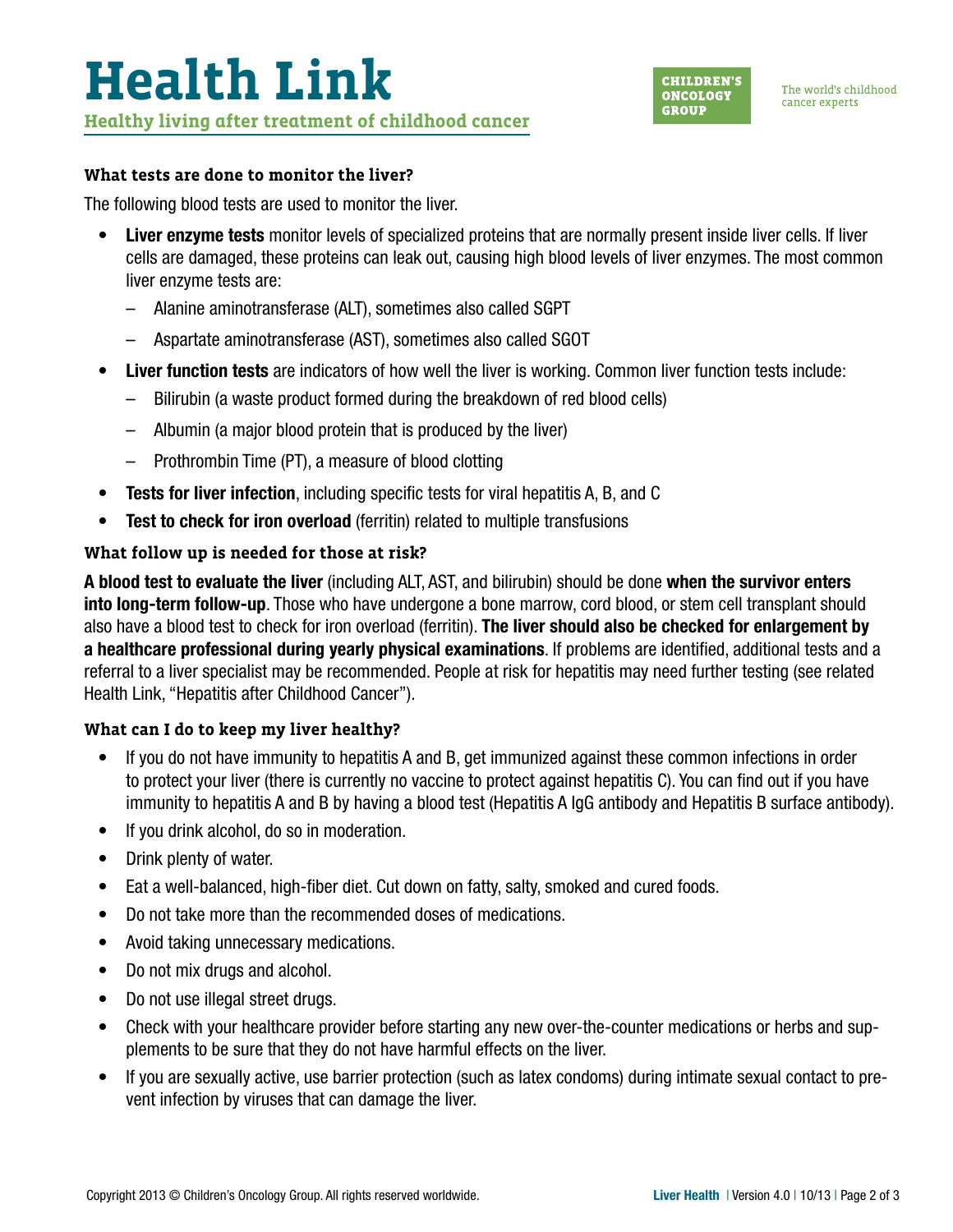### What tests are done to monitor the liver?

The following blood tests are used to monitor the liver.

- **Liver enzyme tests** monitor levels of specialized proteins that are normally present inside liver cells. If liver cells are damaged, these proteins can leak out, causing high blood levels of liver enzymes. The most common liver enzyme tests are:
  - Alanine aminotransferase (ALT), sometimes also called SGPT
  - Aspartate aminotransferase (AST), sometimes also called SGOT
- **Liver function tests** are indicators of how well the liver is working. Common liver function tests include:
  - Bilirubin (a waste product formed during the breakdown of red blood cells)
  - Albumin (a major blood protein that is produced by the liver)
  - Prothrombin Time (PT), a measure of blood clotting
- **Tests for liver infection**, including specific tests for viral hepatitis A, B, and C
- **Test to check for iron overload** (ferritin) related to multiple transfusions

### What follow up is needed for those at risk?

**A blood test to evaluate the liver** (including ALT, AST, and bilirubin) should be done **when the survivor enters into long-term follow-up**. Those who have undergone a bone marrow, cord blood, or stem cell transplant should also have a blood test to check for iron overload (ferritin). **The liver should also be checked for enlargement by a healthcare professional during yearly physical examinations**. If problems are identified, additional tests and a referral to a liver specialist may be recommended. People at risk for hepatitis may need further testing (see related Health Link, "Hepatitis after Childhood Cancer").

### What can I do to keep my liver healthy?

- If you do not have immunity to hepatitis A and B, get immunized against these common infections in order to protect your liver (there is currently no vaccine to protect against hepatitis C). You can find out if you have immunity to hepatitis A and B by having a blood test (Hepatitis A IgG antibody and Hepatitis B surface antibody).
- If you drink alcohol, do so in moderation.
- Drink plenty of water.
- Eat a well-balanced, high-fiber diet. Cut down on fatty, salty, smoked and cured foods.
- Do not take more than the recommended doses of medications.
- Avoid taking unnecessary medications.
- Do not mix drugs and alcohol.
- Do not use illegal street drugs.
- Check with your healthcare provider before starting any new over-the-counter medications or herbs and supplements to be sure that they do not have harmful effects on the liver.
- If you are sexually active, use barrier protection (such as latex condoms) during intimate sexual contact to prevent infection by viruses that can damage the liver.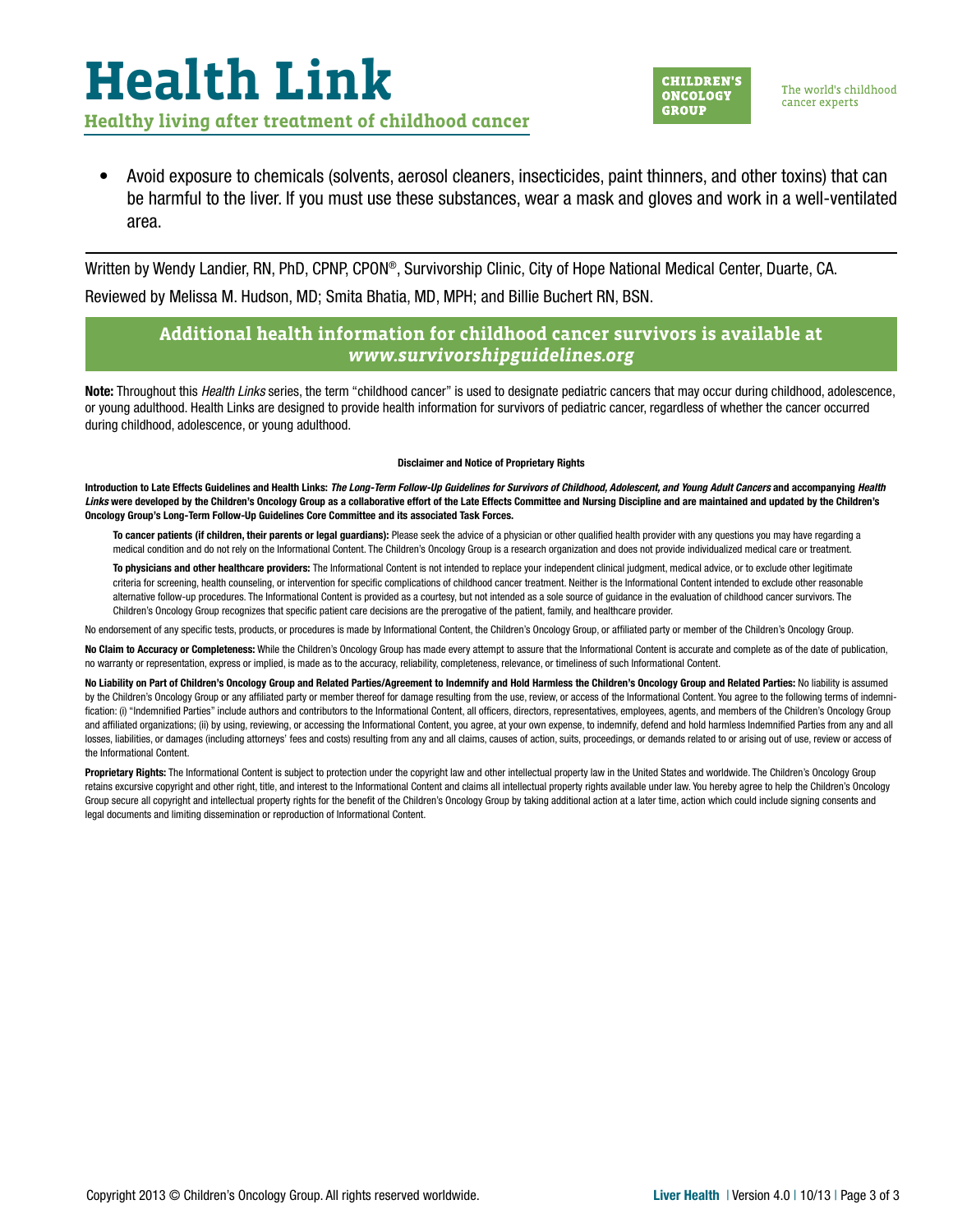- Avoid exposure to chemicals (solvents, aerosol cleaners, insecticides, paint thinners, and other toxins) that can be harmful to the liver. If you must use these substances, wear a mask and gloves and work in a well-ventilated area.

---

Written by Wendy Landier, RN, PhD, CPNP, CPON®, Survivorship Clinic, City of Hope National Medical Center, Duarte, CA.

Reviewed by Melissa M. Hudson, MD; Smita Bhatia, MD, MPH; and Billie Buchert RN, BSN.

**Additional health information for childhood cancer survivors is available at *www.survivorshipguidelines.org***

**Note:** Throughout this *Health Links* series, the term "childhood cancer" is used to designate pediatric cancers that may occur during childhood, adolescence, or young adulthood. Health Links are designed to provide health information for survivors of pediatric cancer, regardless of whether the cancer occurred during childhood, adolescence, or young adulthood.

**Disclaimer and Notice of Proprietary Rights**

**Introduction to Late Effects Guidelines and Health Links: *The Long-Term Follow-Up Guidelines for Survivors of Childhood, Adolescent, and Young Adult Cancers* and accompanying *Health Links* were developed by the Children's Oncology Group as a collaborative effort of the Late Effects Committee and Nursing Discipline and are maintained and updated by the Children's Oncology Group's Long-Term Follow-Up Guidelines Core Committee and its associated Task Forces.**

**To cancer patients (if children, their parents or legal guardians):** Please seek the advice of a physician or other qualified health provider with any questions you may have regarding a medical condition and do not rely on the Informational Content. The Children's Oncology Group is a research organization and does not provide individualized medical care or treatment.

**To physicians and other healthcare providers:** The Informational Content is not intended to replace your independent clinical judgment, medical advice, or to exclude other legitimate criteria for screening, health counseling, or intervention for specific complications of childhood cancer treatment. Neither is the Informational Content intended to exclude other reasonable alternative follow-up procedures. The Informational Content is provided as a courtesy, but not intended as a sole source of guidance in the evaluation of childhood cancer survivors. The Children's Oncology Group recognizes that specific patient care decisions are the prerogative of the patient, family, and healthcare provider.

No endorsement of any specific tests, products, or procedures is made by Informational Content, the Children's Oncology Group, or affiliated party or member of the Children's Oncology Group.

**No Claim to Accuracy or Completeness:** While the Children's Oncology Group has made every attempt to assure that the Informational Content is accurate and complete as of the date of publication, no warranty or representation, express or implied, is made as to the accuracy, reliability, completeness, relevance, or timeliness of such Informational Content.

**No Liability on Part of Children's Oncology Group and Related Parties/Agreement to Indemnify and Hold Harmless the Children's Oncology Group and Related Parties:** No liability is assumed by the Children's Oncology Group or any affiliated party or member thereof for damage resulting from the use, review, or access of the Informational Content. You agree to the following terms of indemnification: (i) "Indemnified Parties" include authors and contributors to the Informational Content, all officers, directors, representatives, employees, agents, and members of the Children's Oncology Group and affiliated organizations; (ii) by using, reviewing, or accessing the Informational Content, you agree, at your own expense, to indemnify, defend and hold harmless Indemnified Parties from any and all losses, liabilities, or damages (including attorneys' fees and costs) resulting from any and all claims, causes of action, suits, proceedings, or demands related to or arising out of use, review or access of the Informational Content.

**Proprietary Rights:** The Informational Content is subject to protection under the copyright law and other intellectual property law in the United States and worldwide. The Children's Oncology Group retains excursive copyright and other right, title, and interest to the Informational Content and claims all intellectual property rights available under law. You hereby agree to help the Children's Oncology Group secure all copyright and intellectual property rights for the benefit of the Children's Oncology Group by taking additional action at a later time, action which could include signing consents and legal documents and limiting dissemination or reproduction of Informational Content.